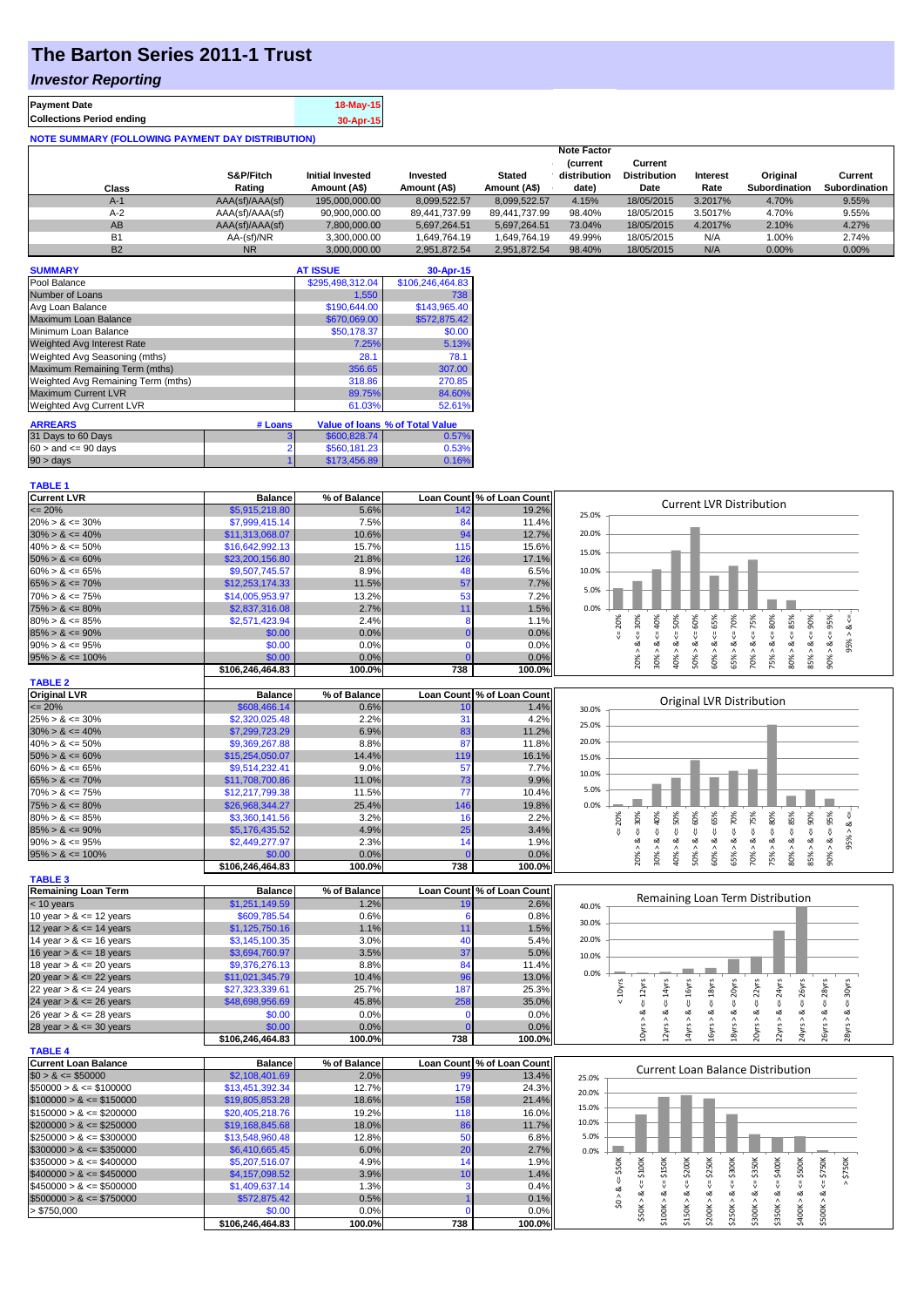# The Barton Series 2011-1 Trust

## *Investor Reporting*

| | |
|---|---|
| **Payment Date** | 18-May-15 |
| **Collections Period ending** | 30-Apr-15 |

**NOTE SUMMARY (FOLLOWING PAYMENT DAY DISTRIBUTION)**

| Class | S&P/Fitch Rating | Initial Invested Amount (A$) | Invested Amount (A$) | Stated Amount (A$) | Note Factor (current distribution date) | Current Distribution Date | Interest Rate | Original Subordination | Current Subordination |
|---|---|---|---|---|---|---|---|---|---|
| A-1 | AAA(sf)/AAA(sf) | 195,000,000.00 | 8,099,522.57 | 8,099,522.57 | 4.15% | 18/05/2015 | 3.2017% | 4.70% | 9.55% |
| A-2 | AAA(sf)/AAA(sf) | 90,900,000.00 | 89,441,737.99 | 89,441,737.99 | 98.40% | 18/05/2015 | 3.5017% | 4.70% | 9.55% |
| AB | AAA(sf)/AAA(sf) | 7,800,000.00 | 5,697,264.51 | 5,697,264.51 | 73.04% | 18/05/2015 | 4.2017% | 2.10% | 4.27% |
| B1 | AA-(sf)/NR | 3,300,000.00 | 1,649,764.19 | 1,649,764.19 | 49.99% | 18/05/2015 | N/A | 1.00% | 2.74% |
| B2 | NR | 3,000,000.00 | 2,951,872.54 | 2,951,872.54 | 98.40% | 18/05/2015 | N/A | 0.00% | 0.00% |

| SUMMARY | AT ISSUE | 30-Apr-15 |
|---|---|---|
| Pool Balance | $295,498,312.04 | $106,246,464.83 |
| Number of Loans | 1,550 | 738 |
| Avg Loan Balance | $190,644.00 | $143,965.40 |
| Maximum Loan Balance | $670,069.00 | $572,875.42 |
| Minimum Loan Balance | $50,178.37 | $0.00 |
| Weighted Avg Interest Rate | 7.25% | 5.13% |
| Weighted Avg Seasoning (mths) | 28.1 | 78.1 |
| Maximum Remaining Term (mths) | 356.65 | 307.00 |
| Weighted Avg Remaining Term (mths) | 318.86 | 270.85 |
| Maximum Current LVR | 89.75% | 84.60% |
| Weighted Avg Current LVR | 61.03% | 52.61% |

| ARREARS | # Loans | Value of loans | % of Total Value |
|---|---|---|---|
| 31 Days to 60 Days | 3 | $600,828.74 | 0.57% |
| $60 >$ and $<= 90$ days | 2 | $560,181.23 | 0.53% |
| 90 > days | 1 | $173,456.89 | 0.16% |

**TABLE 1**

| Current LVR | Balance | % of Balance | Loan Count | % of Loan Count |
|---|---|---|---|---|
| <= 20% | $5,915,218.80 | 5.6% | 142 | 19.2% |
| 20% > & <= 30% | $7,999,415.14 | 7.5% | 84 | 11.4% |
| 30% > & <= 40% | $11,313,068.07 | 10.6% | 94 | 12.7% |
| 40% > & <= 50% | $16,642,992.13 | 15.7% | 115 | 15.6% |
| 50% > & <= 60% | $23,200,156.80 | 21.8% | 126 | 17.1% |
| 60% > & <= 65% | $9,507,745.57 | 8.9% | 48 | 6.5% |
| 65% > & <= 70% | $12,253,174.33 | 11.5% | 57 | 7.7% |
| 70% > & <= 75% | $14,005,953.97 | 13.2% | 53 | 7.2% |
| 75% > & <= 80% | $2,837,316.08 | 2.7% | 11 | 1.5% |
| 80% > & <= 85% | $2,571,423.94 | 2.4% | 8 | 1.1% |
| 85% > & <= 90% | $0.00 | 0.0% | 0 | 0.0% |
| 90% > & <= 95% | $0.00 | 0.0% | 0 | 0.0% |
| 95% > & <= 100% | $0.00 | 0.0% | 0 | 0.0% |
| | $106,246,464.83 | 100.0% | 738 | 100.0% |

**TABLE 2**

| Original LVR | Balance | % of Balance | Loan Count | % of Loan Count |
|---|---|---|---|---|
| <= 20% | $608,466.14 | 0.6% | 10 | 1.4% |
| 25% > & <= 30% | $2,320,025.48 | 2.2% | 31 | 4.2% |
| 30% > & <= 40% | $7,299,723.29 | 6.9% | 83 | 11.2% |
| 40% > & <= 50% | $9,369,267.88 | 8.8% | 87 | 11.8% |
| 50% > & <= 60% | $15,254,050.07 | 14.4% | 119 | 16.1% |
| 60% > & <= 65% | $9,514,232.41 | 9.0% | 57 | 7.7% |
| 65% > & <= 70% | $11,708,700.86 | 11.0% | 73 | 9.9% |
| 70% > & <= 75% | $12,217,799.38 | 11.5% | 77 | 10.4% |
| 75% > & <= 80% | $26,968,344.27 | 25.4% | 146 | 19.8% |
| 80% > & <= 85% | $3,360,141.56 | 3.2% | 16 | 2.2% |
| 85% > & <= 90% | $5,176,435.52 | 4.9% | 25 | 3.4% |
| 90% > & <= 95% | $2,449,277.97 | 2.3% | 14 | 1.9% |
| 95% > & <= 100% | $0.00 | 0.0% | 0 | 0.0% |
| | $106,246,464.83 | 100.0% | 738 | 100.0% |

**TABLE 3**

| Remaining Loan Term | Balance | % of Balance | Loan Count | % of Loan Count |
|---|---|---|---|---|
| < 10 years | $1,251,149.59 | 1.2% | 19 | 2.6% |
| 10 year > & <= 12 years | $609,785.54 | 0.6% | 6 | 0.8% |
| 12 year > & <= 14 years | $1,125,750.16 | 1.1% | 11 | 1.5% |
| 14 year > & <= 16 years | $3,145,100.35 | 3.0% | 40 | 5.4% |
| 16 year > & <= 18 years | $3,694,760.97 | 3.5% | 37 | 5.0% |
| 18 year > & <= 20 years | $9,376,276.13 | 8.8% | 84 | 11.4% |
| 20 year > & <= 22 years | $11,021,345.79 | 10.4% | 96 | 13.0% |
| 22 year > & <= 24 years | $27,323,339.61 | 25.7% | 187 | 25.3% |
| 24 year > & <= 26 years | $48,698,956.69 | 45.8% | 258 | 35.0% |
| 26 year > & <= 28 years | $0.00 | 0.0% | 0 | 0.0% |
| 28 year > & <= 30 years | $0.00 | 0.0% | 0 | 0.0% |
| | $106,246,464.83 | 100.0% | 738 | 100.0% |

**TABLE 4**

| Current Loan Balance | Balance | % of Balance | Loan Count | % of Loan Count |
|---|---|---|---|---|
| $0 > & <= $50000 | $2,108,401.69 | 2.0% | 99 | 13.4% |
| $50000 > & <= $100000 | $13,451,392.34 | 12.7% | 179 | 24.3% |
| $100000 > & <= $150000 | $19,805,853.28 | 18.6% | 158 | 21.4% |
| $150000 > & <= $200000 | $20,405,218.76 | 19.2% | 118 | 16.0% |
| $200000 > & <= $250000 | $19,168,845.68 | 18.0% | 86 | 11.7% |
| $250000 > & <= $300000 | $13,548,960.48 | 12.8% | 50 | 6.8% |
| $300000 > & <= $350000 | $6,410,665.45 | 6.0% | 20 | 2.7% |
| $350000 > & <= $400000 | $5,207,516.07 | 4.9% | 14 | 1.9% |
| $400000 > & <= $450000 | $4,157,098.52 | 3.9% | 10 | 1.4% |
| $450000 > & <= $500000 | $1,409,637.14 | 1.3% | 3 | 0.4% |
| $500000 > & <= $750000 | $572,875.42 | 0.5% | 1 | 0.1% |
| > $750,000 | $0.00 | 0.0% | 0 | 0.0% |
| | $106,246,464.83 | 100.0% | 738 | 100.0% |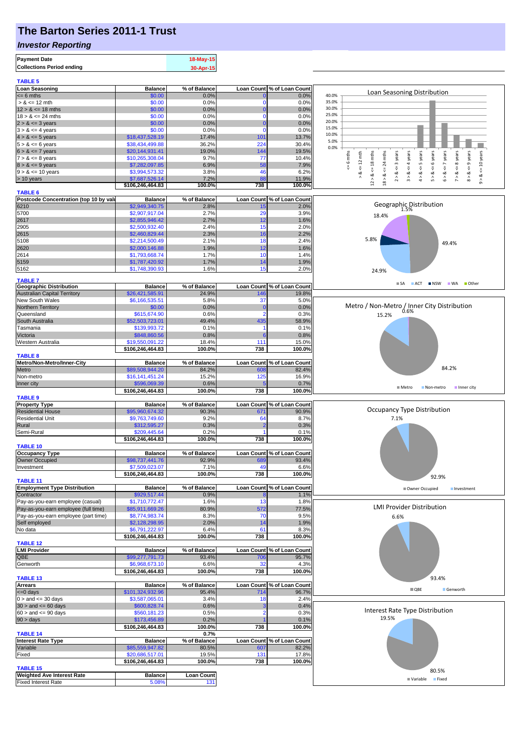# The Barton Series 2011-1 Trust

## *Investor Reporting*

| | |
|---|---|
| **Payment Date** | **18-May-15** |
| **Collections Period ending** | **30-Apr-15** |

**TABLE 5**

| Loan Seasoning | Balance | % of Balance | Loan Count | % of Loan Count |
|---|---|---|---|---|
| <= 6 mths | $0.00 | 0.0% | 0 | 0.0% |
| > & <= 12 mth | $0.00 | 0.0% | 0 | 0.0% |
| 12 > & <= 18 mths | $0.00 | 0.0% | 0 | 0.0% |
| 18 > & <= 24 mths | $0.00 | 0.0% | 0 | 0.0% |
| 2 > & <= 3 years | $0.00 | 0.0% | 0 | 0.0% |
| 3 > & <= 4 years | $0.00 | 0.0% | 0 | 0.0% |
| 4 > & <= 5 years | $18,437,528.19 | 17.4% | 101 | 13.7% |
| 5 > & <= 6 years | $38,434,499.88 | 36.2% | 224 | 30.4% |
| 6 > & <= 7 years | $20,144,931.41 | 19.0% | 144 | 19.5% |
| 7 > & <= 8 years | $10,265,308.04 | 9.7% | 77 | 10.4% |
| 8 > & <= 9 years | $7,282,097.85 | 6.9% | 58 | 7.9% |
| 9 > & <= 10 years | $3,994,573.32 | 3.8% | 46 | 6.2% |
| > 10 years | $7,687,526.14 | 7.2% | 88 | 11.9% |
| | $106,246,464.83 | 100.0% | 738 | 100.0% |

Loan Seasoning Distribution

40.0%
35.0%
30.0%
25.0%
20.0%
15.0%
10.0%
5.0%
0.0%

<= 6 mths
> & <= 12 mth
12 > & <= 18 mths
18 > & <= 24 mths
2 > & <= 3 years
3 > & <= 4 years
4 > & <= 5 years
5 > & <= 6 years
6 > & <= 7 years
7 > & <= 8 years
8 > & <= 9 years
9 > & <= 10 years

**TABLE 6**

| Postcode Concentration (top 10 by value) | Balance | % of Balance | Loan Count | % of Loan Count |
|---|---|---|---|---|
| 6210 | $2,949,340.75 | 2.8% | 15 | 2.0% |
| 5700 | $2,907,917.04 | 2.7% | 29 | 3.9% |
| 2617 | $2,855,946.42 | 2.7% | 12 | 1.6% |
| 2905 | $2,500,932.40 | 2.4% | 15 | 2.0% |
| 2615 | $2,460,829.44 | 2.3% | 16 | 2.2% |
| 5108 | $2,214,500.49 | 2.1% | 18 | 2.4% |
| 2620 | $2,000,146.88 | 1.9% | 12 | 1.6% |
| 2614 | $1,793,668.74 | 1.7% | 10 | 1.4% |
| 5159 | $1,787,420.92 | 1.7% | 14 | 1.9% |
| 5162 | $1,748,390.93 | 1.6% | 15 | 2.0% |

Geographic Distribution

1.5%
18.4%
5.8%
49.4%
24.9%

SA ACT NSW WA Other

**TABLE 7**

| Geographic Distribution | Balance | % of Balance | Loan Count | % of Loan Count |
|---|---|---|---|---|
| Australian Capital Territory | $26,421,585.91 | 24.9% | 146 | 19.8% |
| New South Wales | $6,166,535.51 | 5.8% | 37 | 5.0% |
| Northern Territory | $0.00 | 0.0% | 0 | 0.0% |
| Queensland | $615,674.90 | 0.6% | 2 | 0.3% |
| South Australia | $52,503,723.01 | 49.4% | 435 | 58.9% |
| Tasmania | $139,993.72 | 0.1% | 1 | 0.1% |
| Victoria | $848,860.56 | 0.8% | 6 | 0.8% |
| Western Australia | $19,550,091.22 | 18.4% | 111 | 15.0% |
| | $106,246,464.83 | 100.0% | 738 | 100.0% |

Metro / Non-Metro / Inner City Distribution

0.6%
15.2%
84.2%

Metro Non-metro Inner city

**TABLE 8**

| Metro/Non-Metro/Inner-City | Balance | % of Balance | Loan Count | % of Loan Count |
|---|---|---|---|---|
| Metro | $89,508,944.20 | 84.2% | 608 | 82.4% |
| Non-metro | $16,141,451.24 | 15.2% | 125 | 16.9% |
| Inner city | $596,069.39 | 0.6% | 5 | 0.7% |
| | $106,246,464.83 | 100.0% | 738 | 100.0% |

**TABLE 9**

| Property Type | Balance | % of Balance | Loan Count | % of Loan Count |
|---|---|---|---|---|
| Residential House | $95,960,674.32 | 90.3% | 671 | 90.9% |
| Residential Unit | $9,763,749.60 | 9.2% | 64 | 8.7% |
| Rural | $312,595.27 | 0.3% | 2 | 0.3% |
| Semi-Rural | $209,445.64 | 0.2% | 1 | 0.1% |
| | $106,246,464.83 | 100.0% | 738 | 100.0% |

Occupancy Type Distribution

7.1%
92.9%

Owner Occupied Investment

**TABLE 10**

| Occupancy Type | Balance | % of Balance | Loan Count | % of Loan Count |
|---|---|---|---|---|
| Owner Occupied | $98,737,441.76 | 92.9% | 689 | 93.4% |
| Investment | $7,509,023.07 | 7.1% | 49 | 6.6% |
| | $106,246,464.83 | 100.0% | 738 | 100.0% |

**TABLE 11**

| Employment Type Distribution | Balance | % of Balance | Loan Count | % of Loan Count |
|---|---|---|---|---|
| Contractor | $929,517.44 | 0.9% | 8 | 1.1% |
| Pay-as-you-earn employee (casual) | $1,710,772.47 | 1.6% | 13 | 1.8% |
| Pay-as-you-earn employee (full time) | $85,911,669.26 | 80.9% | 572 | 77.5% |
| Pay-as-you-earn employee (part time) | $8,774,983.74 | 8.3% | 70 | 9.5% |
| Self employed | $2,128,298.95 | 2.0% | 14 | 1.9% |
| No data | $6,791,222.97 | 6.4% | 61 | 8.3% |
| | $106,246,464.83 | 100.0% | 738 | 100.0% |

LMI Provider Distribution

6.6%
93.4%

QBE Genworth

**TABLE 12**

| LMI Provider | Balance | % of Balance | Loan Count | % of Loan Count |
|---|---|---|---|---|
| QBE | $99,277,791.73 | 93.4% | 706 | 95.7% |
| Genworth | $6,968,673.10 | 6.6% | 32 | 4.3% |
| | $106,246,464.83 | 100.0% | 738 | 100.0% |

**TABLE 13**

| Arrears | Balance | % of Balance | Loan Count | % of Loan Count |
|---|---|---|---|---|
| <=0 days | $101,324,932.96 | 95.4% | 714 | 96.7% |
| 0 > and <= 30 days | $3,587,065.01 | 3.4% | 18 | 2.4% |
| 30 > and <= 60 days | $600,828.74 | 0.6% | 3 | 0.4% |
| 60 > and <= 90 days | $560,181.23 | 0.5% | 2 | 0.3% |
| 90 > days | $173,456.89 | 0.2% | 1 | 0.1% |
| | $106,246,464.83 | 100.0% | 738 | 100.0% |
| | | 0.7% | | |

Interest Rate Type Distribution

19.5%
80.5%

Variable Fixed

**TABLE 14**

| Interest Rate Type | Balance | % of Balance | Loan Count | % of Loan Count |
|---|---|---|---|---|
| Variable | $85,559,947.82 | 80.5% | 607 | 82.2% |
| Fixed | $20,686,517.01 | 19.5% | 131 | 17.8% |
| | $106,246,464.83 | 100.0% | 738 | 100.0% |

**TABLE 15**

| Weighted Ave Interest Rate | Balance | Loan Count |
|---|---|---|
| Fixed Interest Rate | 5.08% | 131 |